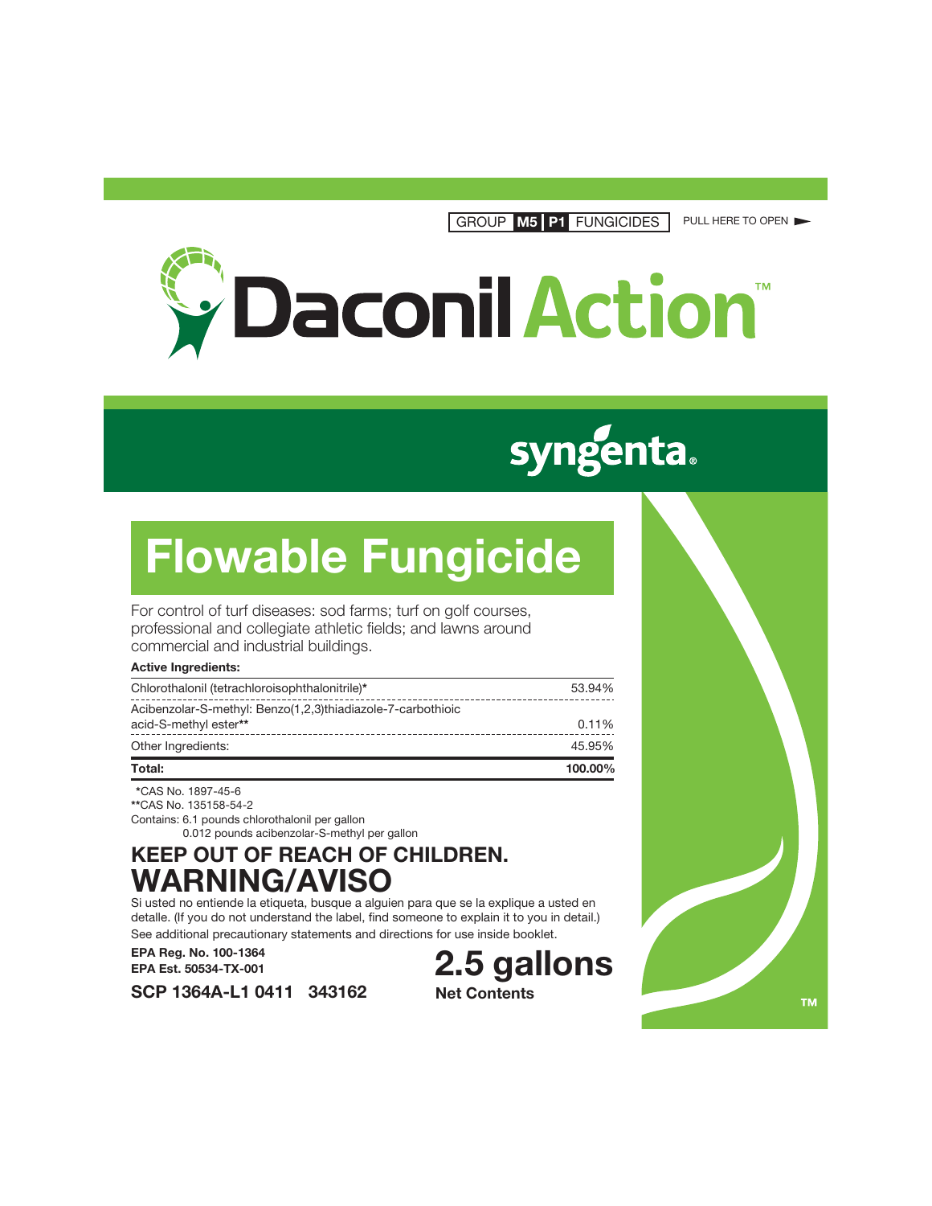GROUP **M5** **P1** FUNGICIDES

PULL HERE TO OPEN

# Daconil Action™

syngenta®

## Flowable Fungicide

For control of turf diseases: sod farms; turf on golf courses, professional and collegiate athletic fields; and lawns around commercial and industrial buildings.

**Active Ingredients:**

| | |
|---|---|
| Chlorothalonil (tetrachloroisophthalonitrile)* | 53.94% |
| Acibenzolar-S-methyl: Benzo(1,2,3)thiadiazole-7-carbothioic acid-S-methyl ester** | 0.11% |
| Other Ingredients: | 45.95% |
| **Total:** | **100.00%** |

*CAS No. 1897-45-6
**CAS No. 135158-54-2
Contains: 6.1 pounds chlorothalonil per gallon
0.012 pounds acibenzolar-S-methyl per gallon

## KEEP OUT OF REACH OF CHILDREN.
## WARNING/AVISO

Si usted no entiende la etiqueta, busque a alguien para que se la explique a usted en detalle. (If you do not understand the label, find someone to explain it to you in detail.)

See additional precautionary statements and directions for use inside booklet.

**EPA Reg. No. 100-1364**
**EPA Est. 50534-TX-001**

**SCP 1364A-L1 0411 343162**

**2.5 gallons**
**Net Contents**

™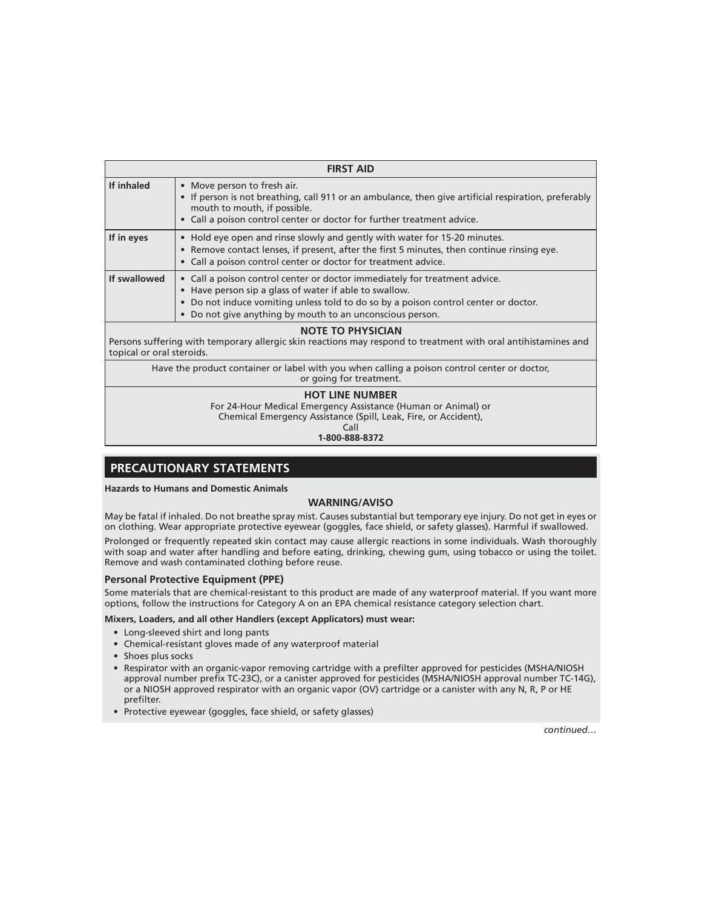| FIRST AID | |
|---|---|
| **If inhaled** | • Move person to fresh air.<br>• If person is not breathing, call 911 or an ambulance, then give artificial respiration, preferably mouth to mouth, if possible.<br>• Call a poison control center or doctor for further treatment advice. |
| **If in eyes** | • Hold eye open and rinse slowly and gently with water for 15-20 minutes.<br>• Remove contact lenses, if present, after the first 5 minutes, then continue rinsing eye.<br>• Call a poison control center or doctor for treatment advice. |
| **If swallowed** | • Call a poison control center or doctor immediately for treatment advice.<br>• Have person sip a glass of water if able to swallow.<br>• Do not induce vomiting unless told to do so by a poison control center or doctor.<br>• Do not give anything by mouth to an unconscious person. |
| **NOTE TO PHYSICIAN**<br>Persons suffering with temporary allergic skin reactions may respond to treatment with oral antihistamines and topical or oral steroids. | |
| Have the product container or label with you when calling a poison control center or doctor, or going for treatment. | |
| **HOT LINE NUMBER**<br>For 24-Hour Medical Emergency Assistance (Human or Animal) or Chemical Emergency Assistance (Spill, Leak, Fire, or Accident), Call<br>**1-800-888-8372** | |

## PRECAUTIONARY STATEMENTS

**Hazards to Humans and Domestic Animals**

**WARNING/AVISO**

May be fatal if inhaled. Do not breathe spray mist. Causes substantial but temporary eye injury. Do not get in eyes or on clothing. Wear appropriate protective eyewear (goggles, face shield, or safety glasses). Harmful if swallowed.

Prolonged or frequently repeated skin contact may cause allergic reactions in some individuals. Wash thoroughly with soap and water after handling and before eating, drinking, chewing gum, using tobacco or using the toilet. Remove and wash contaminated clothing before reuse.

### Personal Protective Equipment (PPE)

Some materials that are chemical-resistant to this product are made of any waterproof material. If you want more options, follow the instructions for Category A on an EPA chemical resistance category selection chart.

**Mixers, Loaders, and all other Handlers (except Applicators) must wear:**

- Long-sleeved shirt and long pants
- Chemical-resistant gloves made of any waterproof material
- Shoes plus socks
- Respirator with an organic-vapor removing cartridge with a prefilter approved for pesticides (MSHA/NIOSH approval number prefix TC-23C), or a canister approved for pesticides (MSHA/NIOSH approval number TC-14G), or a NIOSH approved respirator with an organic vapor (OV) cartridge or a canister with any N, R, P or HE prefilter.
- Protective eyewear (goggles, face shield, or safety glasses)

*continued…*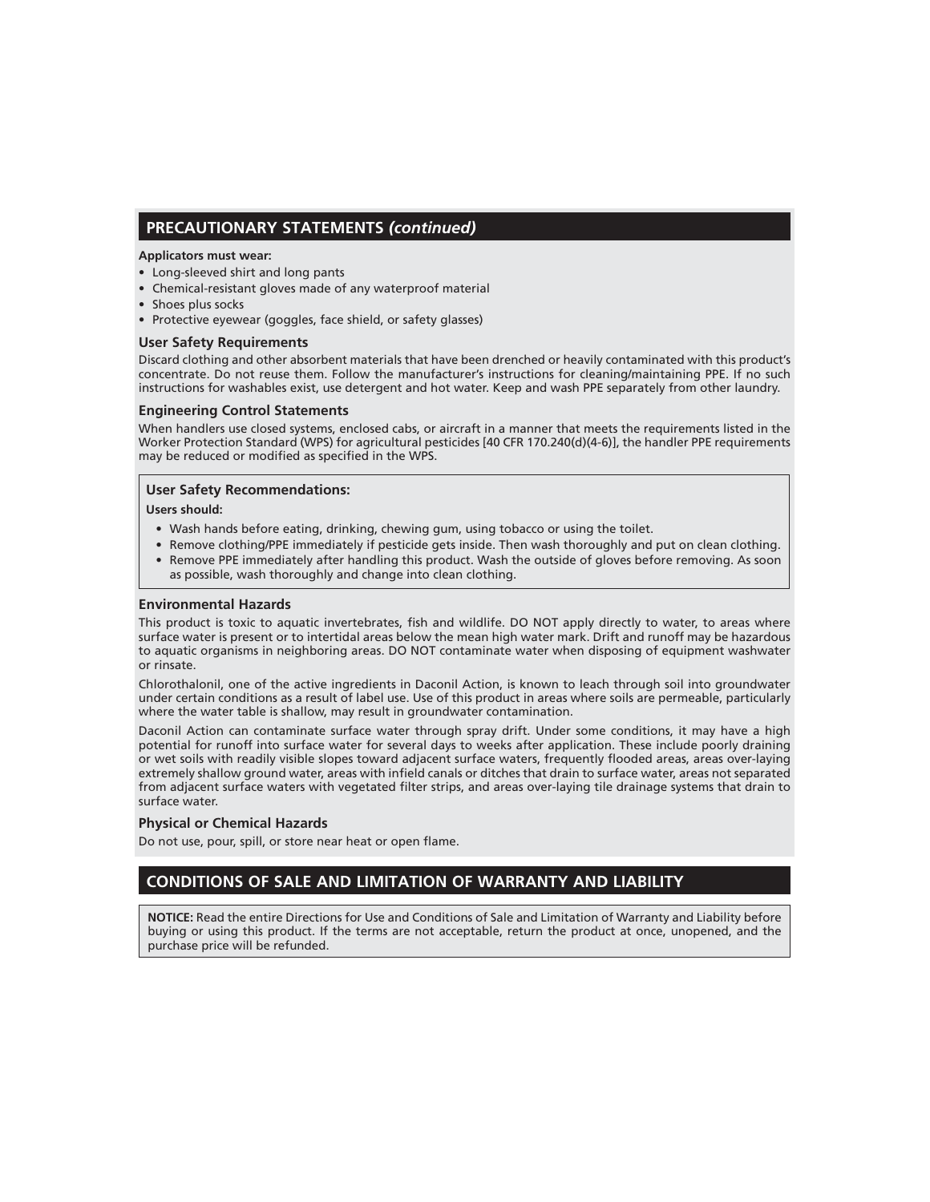## PRECAUTIONARY STATEMENTS *(continued)*

**Applicators must wear:**

- Long-sleeved shirt and long pants
- Chemical-resistant gloves made of any waterproof material
- Shoes plus socks
- Protective eyewear (goggles, face shield, or safety glasses)

### User Safety Requirements

Discard clothing and other absorbent materials that have been drenched or heavily contaminated with this product's concentrate. Do not reuse them. Follow the manufacturer's instructions for cleaning/maintaining PPE. If no such instructions for washables exist, use detergent and hot water. Keep and wash PPE separately from other laundry.

### Engineering Control Statements

When handlers use closed systems, enclosed cabs, or aircraft in a manner that meets the requirements listed in the Worker Protection Standard (WPS) for agricultural pesticides [40 CFR 170.240(d)(4-6)], the handler PPE requirements may be reduced or modified as specified in the WPS.

### User Safety Recommendations:

**Users should:**

- Wash hands before eating, drinking, chewing gum, using tobacco or using the toilet.
- Remove clothing/PPE immediately if pesticide gets inside. Then wash thoroughly and put on clean clothing.
- Remove PPE immediately after handling this product. Wash the outside of gloves before removing. As soon as possible, wash thoroughly and change into clean clothing.

### Environmental Hazards

This product is toxic to aquatic invertebrates, fish and wildlife. DO NOT apply directly to water, to areas where surface water is present or to intertidal areas below the mean high water mark. Drift and runoff may be hazardous to aquatic organisms in neighboring areas. DO NOT contaminate water when disposing of equipment washwater or rinsate.

Chlorothalonil, one of the active ingredients in Daconil Action, is known to leach through soil into groundwater under certain conditions as a result of label use. Use of this product in areas where soils are permeable, particularly where the water table is shallow, may result in groundwater contamination.

Daconil Action can contaminate surface water through spray drift. Under some conditions, it may have a high potential for runoff into surface water for several days to weeks after application. These include poorly draining or wet soils with readily visible slopes toward adjacent surface waters, frequently flooded areas, areas over-laying extremely shallow ground water, areas with infield canals or ditches that drain to surface water, areas not separated from adjacent surface waters with vegetated filter strips, and areas over-laying tile drainage systems that drain to surface water.

### Physical or Chemical Hazards

Do not use, pour, spill, or store near heat or open flame.

## CONDITIONS OF SALE AND LIMITATION OF WARRANTY AND LIABILITY

**NOTICE:** Read the entire Directions for Use and Conditions of Sale and Limitation of Warranty and Liability before buying or using this product. If the terms are not acceptable, return the product at once, unopened, and the purchase price will be refunded.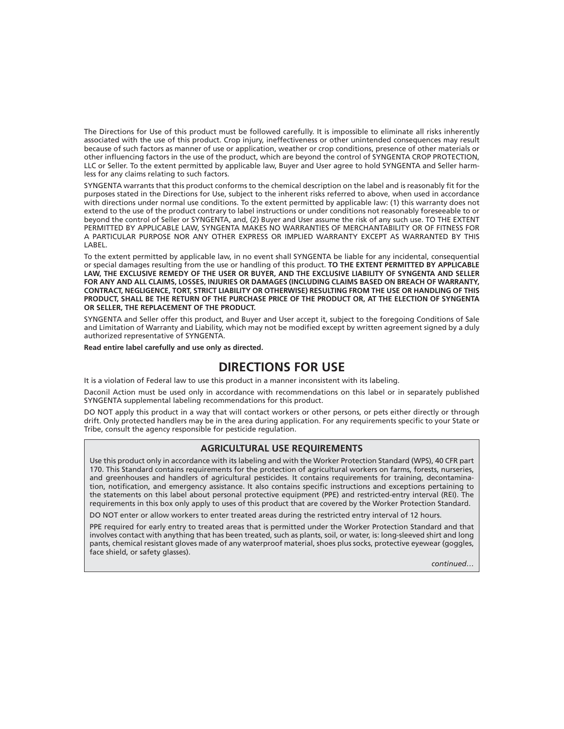The Directions for Use of this product must be followed carefully. It is impossible to eliminate all risks inherently associated with the use of this product. Crop injury, ineffectiveness or other unintended consequences may result because of such factors as manner of use or application, weather or crop conditions, presence of other materials or other influencing factors in the use of the product, which are beyond the control of SYNGENTA CROP PROTECTION, LLC or Seller. To the extent permitted by applicable law, Buyer and User agree to hold SYNGENTA and Seller harmless for any claims relating to such factors.

SYNGENTA warrants that this product conforms to the chemical description on the label and is reasonably fit for the purposes stated in the Directions for Use, subject to the inherent risks referred to above, when used in accordance with directions under normal use conditions. To the extent permitted by applicable law: (1) this warranty does not extend to the use of the product contrary to label instructions or under conditions not reasonably foreseeable to or beyond the control of Seller or SYNGENTA, and, (2) Buyer and User assume the risk of any such use. TO THE EXTENT PERMITTED BY APPLICABLE LAW, SYNGENTA MAKES NO WARRANTIES OF MERCHANTABILITY OR OF FITNESS FOR A PARTICULAR PURPOSE NOR ANY OTHER EXPRESS OR IMPLIED WARRANTY EXCEPT AS WARRANTED BY THIS LABEL.

To the extent permitted by applicable law, in no event shall SYNGENTA be liable for any incidental, consequential or special damages resulting from the use or handling of this product. **TO THE EXTENT PERMITTED BY APPLICABLE LAW, THE EXCLUSIVE REMEDY OF THE USER OR BUYER, AND THE EXCLUSIVE LIABILITY OF SYNGENTA AND SELLER FOR ANY AND ALL CLAIMS, LOSSES, INJURIES OR DAMAGES (INCLUDING CLAIMS BASED ON BREACH OF WARRANTY, CONTRACT, NEGLIGENCE, TORT, STRICT LIABILITY OR OTHERWISE) RESULTING FROM THE USE OR HANDLING OF THIS PRODUCT, SHALL BE THE RETURN OF THE PURCHASE PRICE OF THE PRODUCT OR, AT THE ELECTION OF SYNGENTA OR SELLER, THE REPLACEMENT OF THE PRODUCT.**

SYNGENTA and Seller offer this product, and Buyer and User accept it, subject to the foregoing Conditions of Sale and Limitation of Warranty and Liability, which may not be modified except by written agreement signed by a duly authorized representative of SYNGENTA.

**Read entire label carefully and use only as directed.**

# DIRECTIONS FOR USE

It is a violation of Federal law to use this product in a manner inconsistent with its labeling.

Daconil Action must be used only in accordance with recommendations on this label or in separately published SYNGENTA supplemental labeling recommendations for this product.

DO NOT apply this product in a way that will contact workers or other persons, or pets either directly or through drift. Only protected handlers may be in the area during application. For any requirements specific to your State or Tribe, consult the agency responsible for pesticide regulation.

## AGRICULTURAL USE REQUIREMENTS

Use this product only in accordance with its labeling and with the Worker Protection Standard (WPS), 40 CFR part 170. This Standard contains requirements for the protection of agricultural workers on farms, forests, nurseries, and greenhouses and handlers of agricultural pesticides. It contains requirements for training, decontamination, notification, and emergency assistance. It also contains specific instructions and exceptions pertaining to the statements on this label about personal protective equipment (PPE) and restricted-entry interval (REI). The requirements in this box only apply to uses of this product that are covered by the Worker Protection Standard.

DO NOT enter or allow workers to enter treated areas during the restricted entry interval of 12 hours.

PPE required for early entry to treated areas that is permitted under the Worker Protection Standard and that involves contact with anything that has been treated, such as plants, soil, or water, is: long-sleeved shirt and long pants, chemical resistant gloves made of any waterproof material, shoes plus socks, protective eyewear (goggles, face shield, or safety glasses).

*continued…*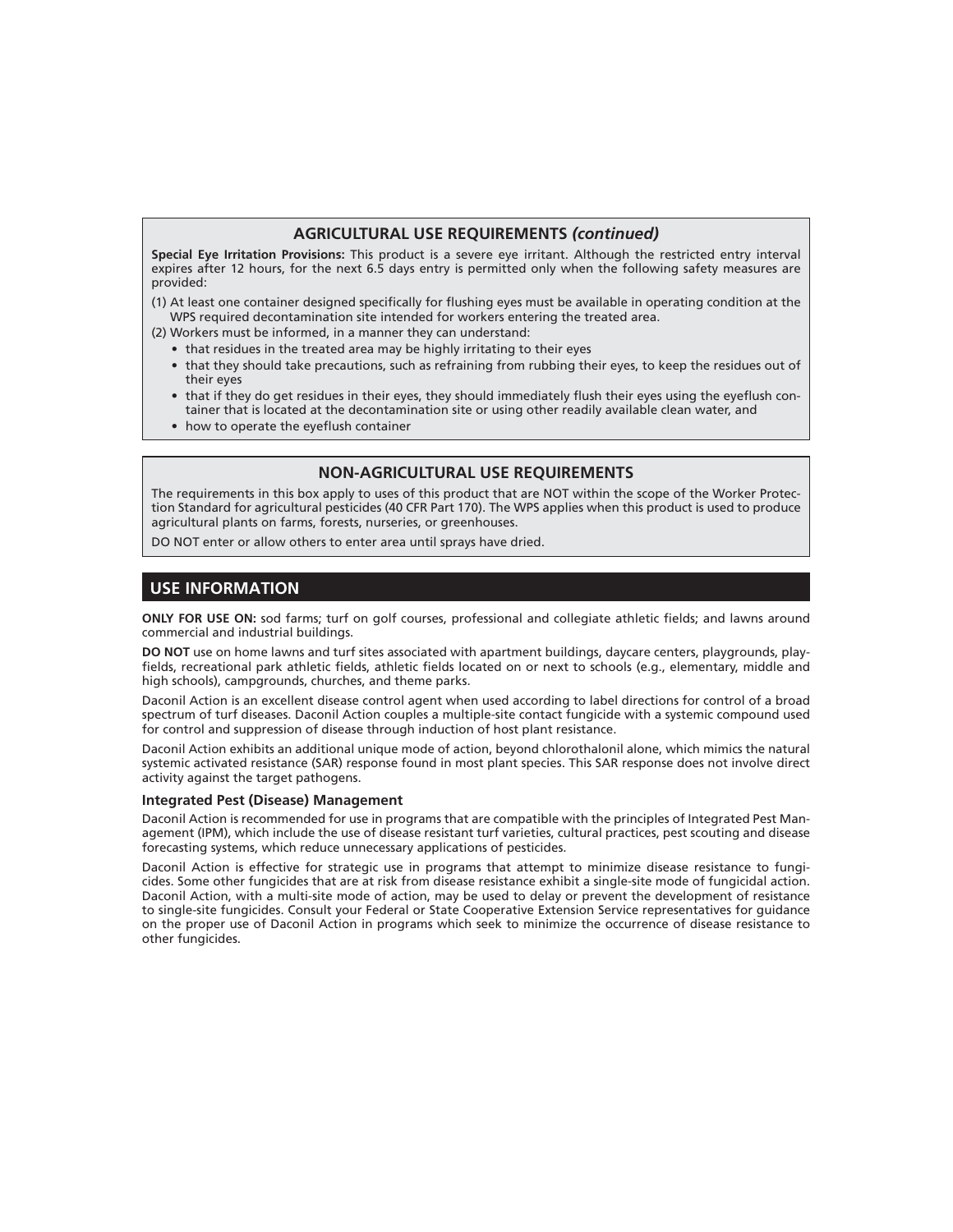## AGRICULTURAL USE REQUIREMENTS *(continued)*

**Special Eye Irritation Provisions:** This product is a severe eye irritant. Although the restricted entry interval expires after 12 hours, for the next 6.5 days entry is permitted only when the following safety measures are provided:

(1) At least one container designed specifically for flushing eyes must be available in operating condition at the WPS required decontamination site intended for workers entering the treated area.

(2) Workers must be informed, in a manner they can understand:

- that residues in the treated area may be highly irritating to their eyes
- that they should take precautions, such as refraining from rubbing their eyes, to keep the residues out of their eyes
- that if they do get residues in their eyes, they should immediately flush their eyes using the eyeflush container that is located at the decontamination site or using other readily available clean water, and
- how to operate the eyeflush container

## NON-AGRICULTURAL USE REQUIREMENTS

The requirements in this box apply to uses of this product that are NOT within the scope of the Worker Protection Standard for agricultural pesticides (40 CFR Part 170). The WPS applies when this product is used to produce agricultural plants on farms, forests, nurseries, or greenhouses.

DO NOT enter or allow others to enter area until sprays have dried.

# USE INFORMATION

**ONLY FOR USE ON:** sod farms; turf on golf courses, professional and collegiate athletic fields; and lawns around commercial and industrial buildings.

**DO NOT** use on home lawns and turf sites associated with apartment buildings, daycare centers, playgrounds, playfields, recreational park athletic fields, athletic fields located on or next to schools (e.g., elementary, middle and high schools), campgrounds, churches, and theme parks.

Daconil Action is an excellent disease control agent when used according to label directions for control of a broad spectrum of turf diseases. Daconil Action couples a multiple-site contact fungicide with a systemic compound used for control and suppression of disease through induction of host plant resistance.

Daconil Action exhibits an additional unique mode of action, beyond chlorothalonil alone, which mimics the natural systemic activated resistance (SAR) response found in most plant species. This SAR response does not involve direct activity against the target pathogens.

### Integrated Pest (Disease) Management

Daconil Action is recommended for use in programs that are compatible with the principles of Integrated Pest Management (IPM), which include the use of disease resistant turf varieties, cultural practices, pest scouting and disease forecasting systems, which reduce unnecessary applications of pesticides.

Daconil Action is effective for strategic use in programs that attempt to minimize disease resistance to fungicides. Some other fungicides that are at risk from disease resistance exhibit a single-site mode of fungicidal action. Daconil Action, with a multi-site mode of action, may be used to delay or prevent the development of resistance to single-site fungicides. Consult your Federal or State Cooperative Extension Service representatives for guidance on the proper use of Daconil Action in programs which seek to minimize the occurrence of disease resistance to other fungicides.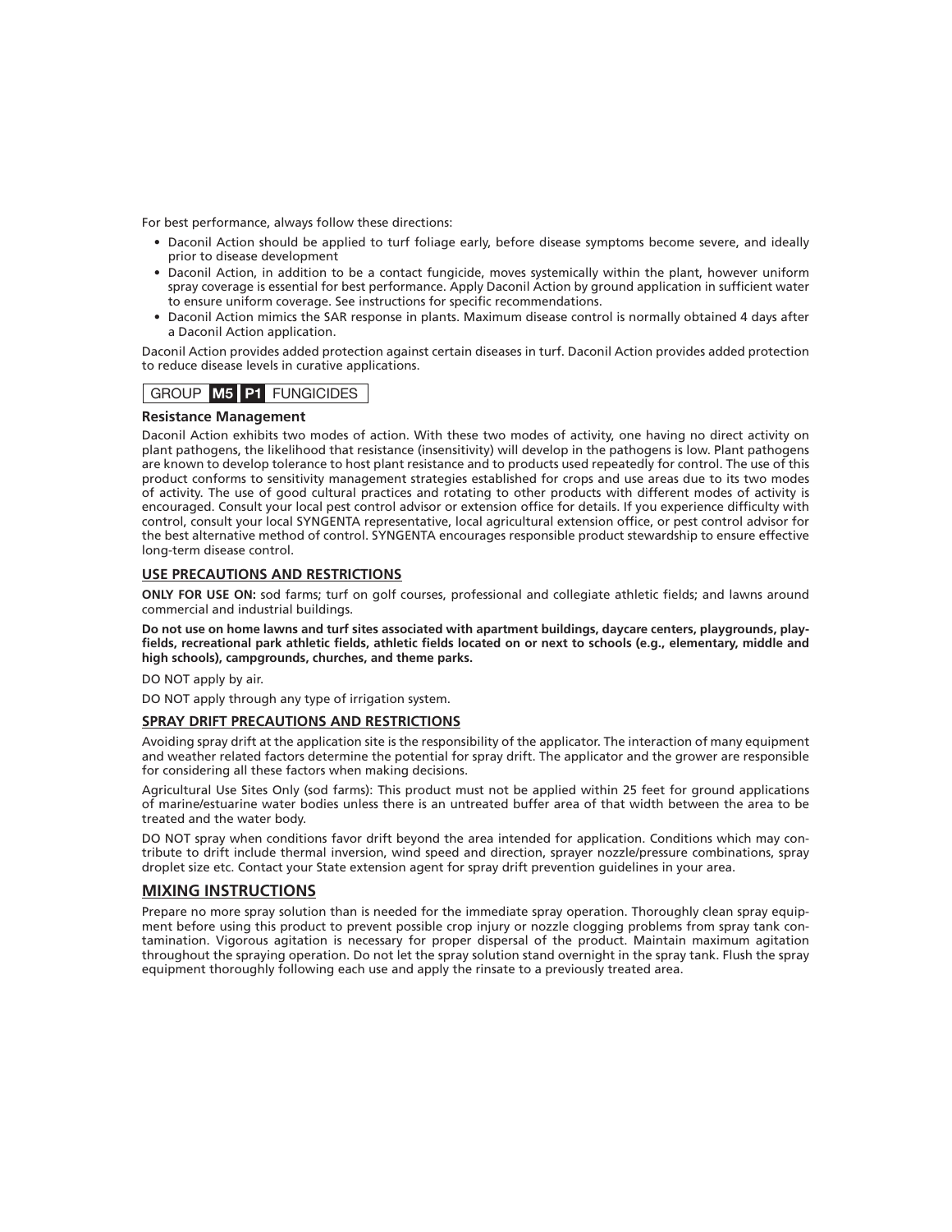For best performance, always follow these directions:

- Daconil Action should be applied to turf foliage early, before disease symptoms become severe, and ideally prior to disease development
- Daconil Action, in addition to be a contact fungicide, moves systemically within the plant, however uniform spray coverage is essential for best performance. Apply Daconil Action by ground application in sufficient water to ensure uniform coverage. See instructions for specific recommendations.
- Daconil Action mimics the SAR response in plants. Maximum disease control is normally obtained 4 days after a Daconil Action application.

Daconil Action provides added protection against certain diseases in turf. Daconil Action provides added protection to reduce disease levels in curative applications.

GROUP **M5** **P1** FUNGICIDES

### Resistance Management

Daconil Action exhibits two modes of action. With these two modes of activity, one having no direct activity on plant pathogens, the likelihood that resistance (insensitivity) will develop in the pathogens is low. Plant pathogens are known to develop tolerance to host plant resistance and to products used repeatedly for control. The use of this product conforms to sensitivity management strategies established for crops and use areas due to its two modes of activity. The use of good cultural practices and rotating to other products with different modes of activity is encouraged. Consult your local pest control advisor or extension office for details. If you experience difficulty with control, consult your local SYNGENTA representative, local agricultural extension office, or pest control advisor for the best alternative method of control. SYNGENTA encourages responsible product stewardship to ensure effective long-term disease control.

### USE PRECAUTIONS AND RESTRICTIONS

**ONLY FOR USE ON:** sod farms; turf on golf courses, professional and collegiate athletic fields; and lawns around commercial and industrial buildings.

**Do not use on home lawns and turf sites associated with apartment buildings, daycare centers, playgrounds, playfields, recreational park athletic fields, athletic fields located on or next to schools (e.g., elementary, middle and high schools), campgrounds, churches, and theme parks.**

DO NOT apply by air.

DO NOT apply through any type of irrigation system.

### SPRAY DRIFT PRECAUTIONS AND RESTRICTIONS

Avoiding spray drift at the application site is the responsibility of the applicator. The interaction of many equipment and weather related factors determine the potential for spray drift. The applicator and the grower are responsible for considering all these factors when making decisions.

Agricultural Use Sites Only (sod farms): This product must not be applied within 25 feet for ground applications of marine/estuarine water bodies unless there is an untreated buffer area of that width between the area to be treated and the water body.

DO NOT spray when conditions favor drift beyond the area intended for application. Conditions which may contribute to drift include thermal inversion, wind speed and direction, sprayer nozzle/pressure combinations, spray droplet size etc. Contact your State extension agent for spray drift prevention guidelines in your area.

## MIXING INSTRUCTIONS

Prepare no more spray solution than is needed for the immediate spray operation. Thoroughly clean spray equipment before using this product to prevent possible crop injury or nozzle clogging problems from spray tank contamination. Vigorous agitation is necessary for proper dispersal of the product. Maintain maximum agitation throughout the spraying operation. Do not let the spray solution stand overnight in the spray tank. Flush the spray equipment thoroughly following each use and apply the rinsate to a previously treated area.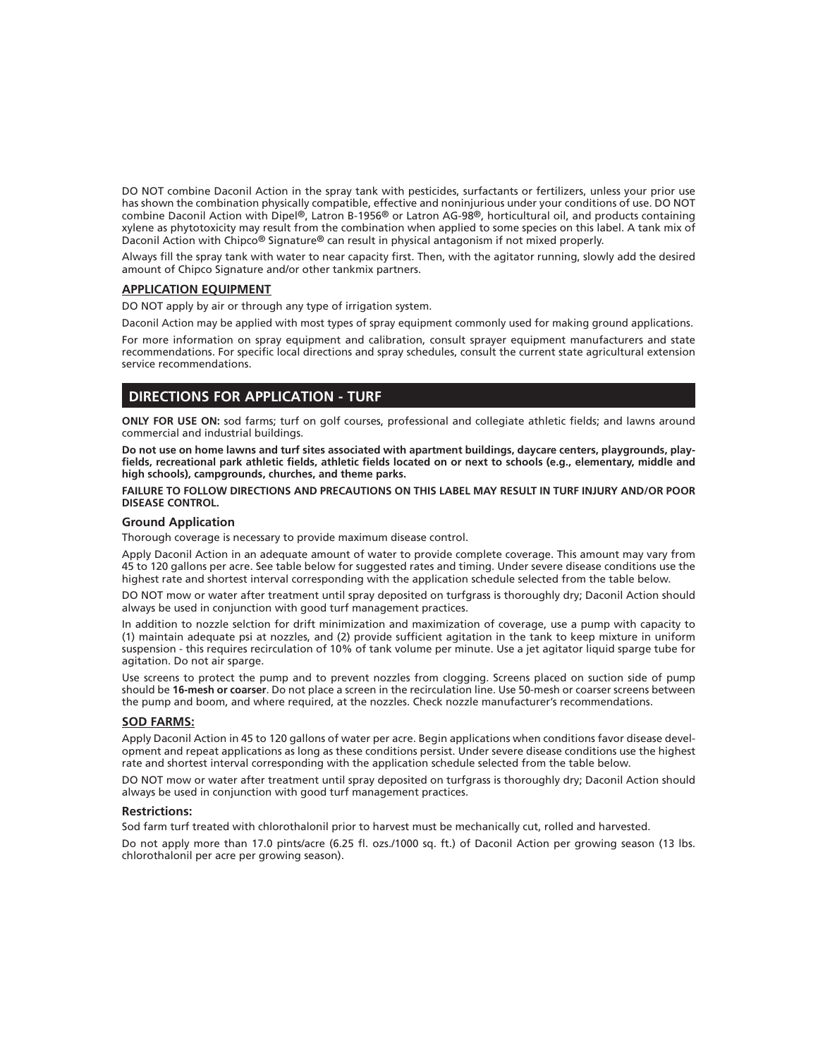DO NOT combine Daconil Action in the spray tank with pesticides, surfactants or fertilizers, unless your prior use has shown the combination physically compatible, effective and noninjurious under your conditions of use. DO NOT combine Daconil Action with Dipel®, Latron B-1956® or Latron AG-98®, horticultural oil, and products containing xylene as phytotoxicity may result from the combination when applied to some species on this label. A tank mix of Daconil Action with Chipco® Signature® can result in physical antagonism if not mixed properly.

Always fill the spray tank with water to near capacity first. Then, with the agitator running, slowly add the desired amount of Chipco Signature and/or other tankmix partners.

### APPLICATION EQUIPMENT

DO NOT apply by air or through any type of irrigation system.

Daconil Action may be applied with most types of spray equipment commonly used for making ground applications.

For more information on spray equipment and calibration, consult sprayer equipment manufacturers and state recommendations. For specific local directions and spray schedules, consult the current state agricultural extension service recommendations.

## DIRECTIONS FOR APPLICATION - TURF

**ONLY FOR USE ON:** sod farms; turf on golf courses, professional and collegiate athletic fields; and lawns around commercial and industrial buildings.

**Do not use on home lawns and turf sites associated with apartment buildings, daycare centers, playgrounds, playfields, recreational park athletic fields, athletic fields located on or next to schools (e.g., elementary, middle and high schools), campgrounds, churches, and theme parks.**

**FAILURE TO FOLLOW DIRECTIONS AND PRECAUTIONS ON THIS LABEL MAY RESULT IN TURF INJURY AND/OR POOR DISEASE CONTROL.**

### Ground Application

Thorough coverage is necessary to provide maximum disease control.

Apply Daconil Action in an adequate amount of water to provide complete coverage. This amount may vary from 45 to 120 gallons per acre. See table below for suggested rates and timing. Under severe disease conditions use the highest rate and shortest interval corresponding with the application schedule selected from the table below.

DO NOT mow or water after treatment until spray deposited on turfgrass is thoroughly dry; Daconil Action should always be used in conjunction with good turf management practices.

In addition to nozzle selction for drift minimization and maximization of coverage, use a pump with capacity to (1) maintain adequate psi at nozzles, and (2) provide sufficient agitation in the tank to keep mixture in uniform suspension - this requires recirculation of 10% of tank volume per minute. Use a jet agitator liquid sparge tube for agitation. Do not air sparge.

Use screens to protect the pump and to prevent nozzles from clogging. Screens placed on suction side of pump should be **16-mesh or coarser**. Do not place a screen in the recirculation line. Use 50-mesh or coarser screens between the pump and boom, and where required, at the nozzles. Check nozzle manufacturer's recommendations.

### SOD FARMS:

Apply Daconil Action in 45 to 120 gallons of water per acre. Begin applications when conditions favor disease development and repeat applications as long as these conditions persist. Under severe disease conditions use the highest rate and shortest interval corresponding with the application schedule selected from the table below.

DO NOT mow or water after treatment until spray deposited on turfgrass is thoroughly dry; Daconil Action should always be used in conjunction with good turf management practices.

### Restrictions:

Sod farm turf treated with chlorothalonil prior to harvest must be mechanically cut, rolled and harvested.

Do not apply more than 17.0 pints/acre (6.25 fl. ozs./1000 sq. ft.) of Daconil Action per growing season (13 lbs. chlorothalonil per acre per growing season).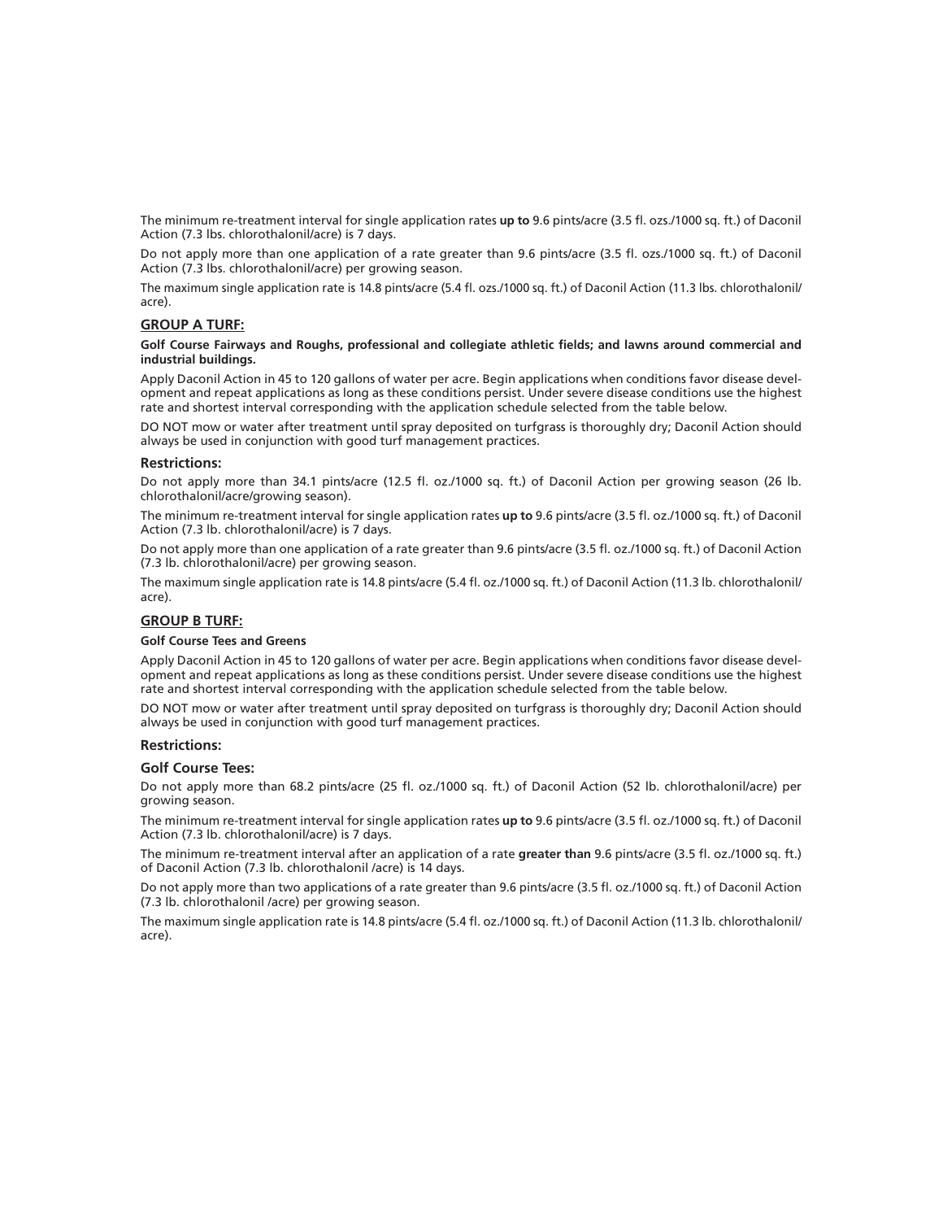The minimum re-treatment interval for single application rates **up to** 9.6 pints/acre (3.5 fl. ozs./1000 sq. ft.) of Daconil Action (7.3 lbs. chlorothalonil/acre) is 7 days.

Do not apply more than one application of a rate greater than 9.6 pints/acre (3.5 fl. ozs./1000 sq. ft.) of Daconil Action (7.3 lbs. chlorothalonil/acre) per growing season.

The maximum single application rate is 14.8 pints/acre (5.4 fl. ozs./1000 sq. ft.) of Daconil Action (11.3 lbs. chlorothalonil/acre).

### GROUP A TURF:

**Golf Course Fairways and Roughs, professional and collegiate athletic fields; and lawns around commercial and industrial buildings.**

Apply Daconil Action in 45 to 120 gallons of water per acre. Begin applications when conditions favor disease development and repeat applications as long as these conditions persist. Under severe disease conditions use the highest rate and shortest interval corresponding with the application schedule selected from the table below.

DO NOT mow or water after treatment until spray deposited on turfgrass is thoroughly dry; Daconil Action should always be used in conjunction with good turf management practices.

#### Restrictions:

Do not apply more than 34.1 pints/acre (12.5 fl. oz./1000 sq. ft.) of Daconil Action per growing season (26 lb. chlorothalonil/acre/growing season).

The minimum re-treatment interval for single application rates **up to** 9.6 pints/acre (3.5 fl. oz./1000 sq. ft.) of Daconil Action (7.3 lb. chlorothalonil/acre) is 7 days.

Do not apply more than one application of a rate greater than 9.6 pints/acre (3.5 fl. oz./1000 sq. ft.) of Daconil Action (7.3 lb. chlorothalonil/acre) per growing season.

The maximum single application rate is 14.8 pints/acre (5.4 fl. oz./1000 sq. ft.) of Daconil Action (11.3 lb. chlorothalonil/acre).

### GROUP B TURF:

**Golf Course Tees and Greens**

Apply Daconil Action in 45 to 120 gallons of water per acre. Begin applications when conditions favor disease development and repeat applications as long as these conditions persist. Under severe disease conditions use the highest rate and shortest interval corresponding with the application schedule selected from the table below.

DO NOT mow or water after treatment until spray deposited on turfgrass is thoroughly dry; Daconil Action should always be used in conjunction with good turf management practices.

#### Restrictions:

#### Golf Course Tees:

Do not apply more than 68.2 pints/acre (25 fl. oz./1000 sq. ft.) of Daconil Action (52 lb. chlorothalonil/acre) per growing season.

The minimum re-treatment interval for single application rates **up to** 9.6 pints/acre (3.5 fl. oz./1000 sq. ft.) of Daconil Action (7.3 lb. chlorothalonil/acre) is 7 days.

The minimum re-treatment interval after an application of a rate **greater than** 9.6 pints/acre (3.5 fl. oz./1000 sq. ft.) of Daconil Action (7.3 lb. chlorothalonil /acre) is 14 days.

Do not apply more than two applications of a rate greater than 9.6 pints/acre (3.5 fl. oz./1000 sq. ft.) of Daconil Action (7.3 lb. chlorothalonil /acre) per growing season.

The maximum single application rate is 14.8 pints/acre (5.4 fl. oz./1000 sq. ft.) of Daconil Action (11.3 lb. chlorothalonil/acre).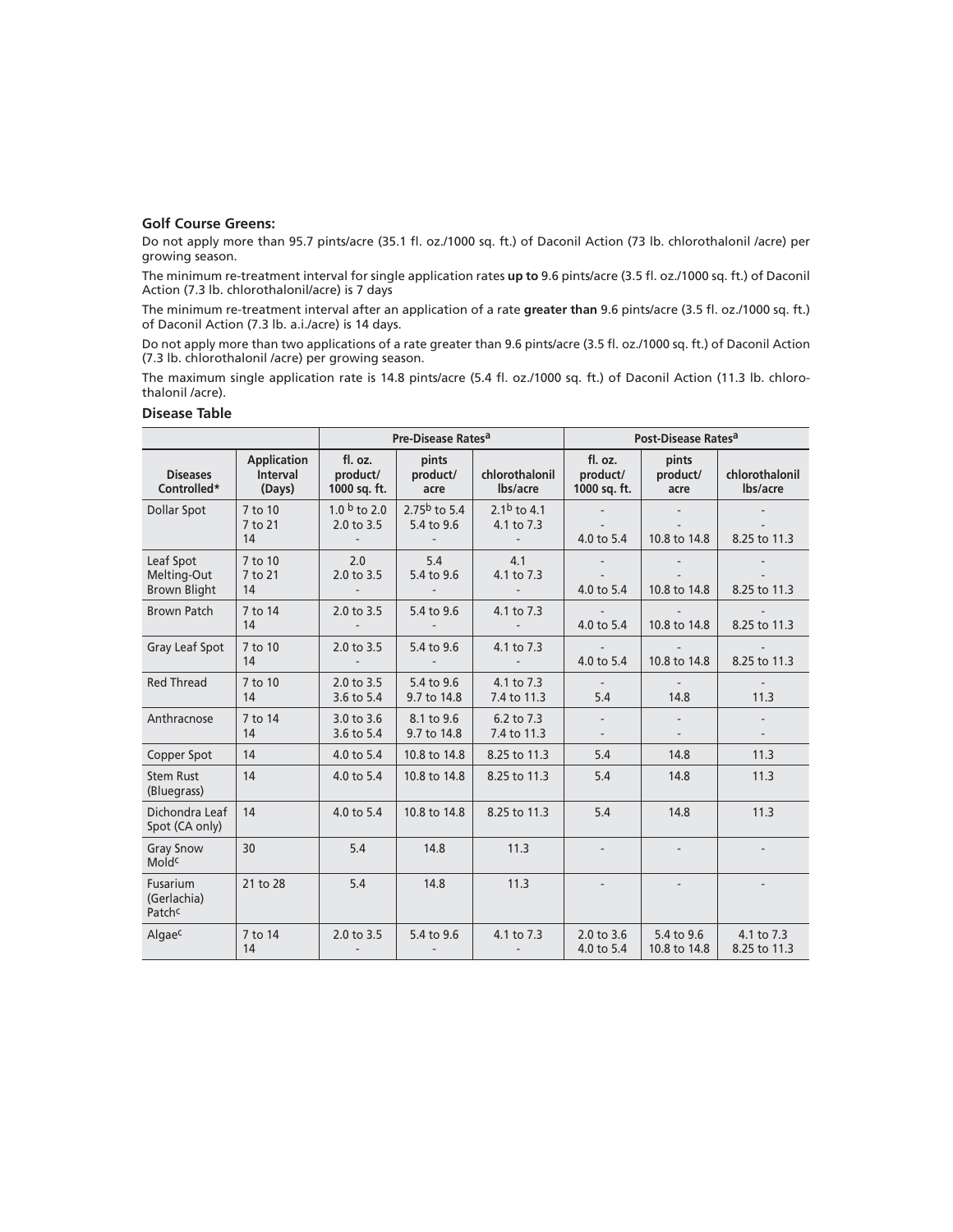**Golf Course Greens:**

Do not apply more than 95.7 pints/acre (35.1 fl. oz./1000 sq. ft.) of Daconil Action (73 lb. chlorothalonil /acre) per growing season.

The minimum re-treatment interval for single application rates **up to** 9.6 pints/acre (3.5 fl. oz./1000 sq. ft.) of Daconil Action (7.3 lb. chlorothalonil/acre) is 7 days

The minimum re-treatment interval after an application of a rate **greater than** 9.6 pints/acre (3.5 fl. oz./1000 sq. ft.) of Daconil Action (7.3 lb. a.i./acre) is 14 days.

Do not apply more than two applications of a rate greater than 9.6 pints/acre (3.5 fl. oz./1000 sq. ft.) of Daconil Action (7.3 lb. chlorothalonil /acre) per growing season.

The maximum single application rate is 14.8 pints/acre (5.4 fl. oz./1000 sq. ft.) of Daconil Action (11.3 lb. chlorothalonil /acre).

**Disease Table**

| | | Pre-Disease Rates[a] | | | Post-Disease Rates[a] | | |
|---|---|---|---|---|---|---|---|
| **Diseases Controlled*** | **Application Interval (Days)** | **fl. oz. product/ 1000 sq. ft.** | **pints product/ acre** | **chlorothalonil lbs/acre** | **fl. oz. product/ 1000 sq. ft.** | **pints product/ acre** | **chlorothalonil lbs/acre** |
| Dollar Spot | 7 to 10<br>7 to 21<br>14 | 1.0[b] to 2.0<br>2.0 to 3.5<br>- | 2.75[b] to 5.4<br>5.4 to 9.6<br>- | 2.1[b] to 4.1<br>4.1 to 7.3<br>- | -<br>-<br>4.0 to 5.4 | -<br>-<br>10.8 to 14.8 | -<br>-<br>8.25 to 11.3 |
| Leaf Spot<br>Melting-Out<br>Brown Blight | 7 to 10<br>7 to 21<br>14 | 2.0<br>2.0 to 3.5<br>- | 5.4<br>5.4 to 9.6<br>- | 4.1<br>4.1 to 7.3<br>- | -<br>-<br>4.0 to 5.4 | -<br>-<br>10.8 to 14.8 | -<br>-<br>8.25 to 11.3 |
| Brown Patch | 7 to 14<br>14 | 2.0 to 3.5<br>- | 5.4 to 9.6<br>- | 4.1 to 7.3<br>- | -<br>4.0 to 5.4 | -<br>10.8 to 14.8 | -<br>8.25 to 11.3 |
| Gray Leaf Spot | 7 to 10<br>14 | 2.0 to 3.5<br>- | 5.4 to 9.6<br>- | 4.1 to 7.3<br>- | -<br>4.0 to 5.4 | -<br>10.8 to 14.8 | -<br>8.25 to 11.3 |
| Red Thread | 7 to 10<br>14 | 2.0 to 3.5<br>3.6 to 5.4 | 5.4 to 9.6<br>9.7 to 14.8 | 4.1 to 7.3<br>7.4 to 11.3 | -<br>5.4 | -<br>14.8 | -<br>11.3 |
| Anthracnose | 7 to 14<br>14 | 3.0 to 3.6<br>3.6 to 5.4 | 8.1 to 9.6<br>9.7 to 14.8 | 6.2 to 7.3<br>7.4 to 11.3 | -<br>- | -<br>- | -<br>- |
| Copper Spot | 14 | 4.0 to 5.4 | 10.8 to 14.8 | 8.25 to 11.3 | 5.4 | 14.8 | 11.3 |
| Stem Rust (Bluegrass) | 14 | 4.0 to 5.4 | 10.8 to 14.8 | 8.25 to 11.3 | 5.4 | 14.8 | 11.3 |
| Dichondra Leaf Spot (CA only) | 14 | 4.0 to 5.4 | 10.8 to 14.8 | 8.25 to 11.3 | 5.4 | 14.8 | 11.3 |
| Gray Snow Mold[c] | 30 | 5.4 | 14.8 | 11.3 | - | - | - |
| Fusarium (Gerlachia) Patch[c] | 21 to 28 | 5.4 | 14.8 | 11.3 | - | - | - |
| Algae[c] | 7 to 14<br>14 | 2.0 to 3.5<br>- | 5.4 to 9.6<br>- | 4.1 to 7.3<br>- | 2.0 to 3.6<br>4.0 to 5.4 | 5.4 to 9.6<br>10.8 to 14.8 | 4.1 to 7.3<br>8.25 to 11.3 |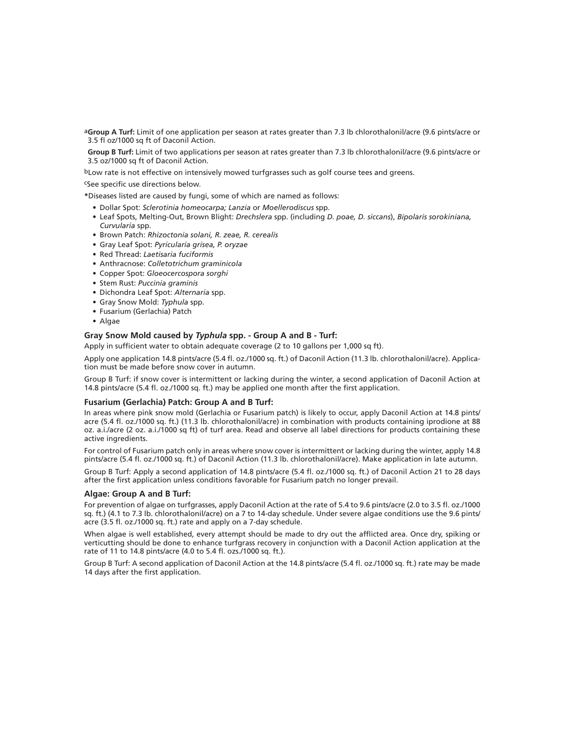[a]**Group A Turf:** Limit of one application per season at rates greater than 7.3 lb chlorothalonil/acre (9.6 pints/acre or 3.5 fl oz/1000 sq ft of Daconil Action.

**Group B Turf:** Limit of two applications per season at rates greater than 7.3 lb chlorothalonil/acre (9.6 pints/acre or 3.5 oz/1000 sq ft of Daconil Action.

[b]Low rate is not effective on intensively mowed turfgrasses such as golf course tees and greens.

[c]See specific use directions below.

*Diseases listed are caused by fungi, some of which are named as follows:

- Dollar Spot: *Sclerotinia homeocarpa; Lanzia* or *Moellerodiscus* spp.
- Leaf Spots, Melting-Out, Brown Blight: *Drechslera* spp. (including *D. poae, D. siccans*), *Bipolaris sorokiniana, Curvularia* spp.
- Brown Patch: *Rhizoctonia solani, R. zeae, R. cerealis*
- Gray Leaf Spot: *Pyricularia grisea, P. oryzae*
- Red Thread: *Laetisaria fuciformis*
- Anthracnose: *Colletotrichum graminicola*
- Copper Spot: *Gloeocercospora sorghi*
- Stem Rust: *Puccinia graminis*
- Dichondra Leaf Spot: *Alternaria* spp.
- Gray Snow Mold: *Typhula* spp.
- Fusarium (Gerlachia) Patch
- Algae

### Gray Snow Mold caused by *Typhula* spp. - Group A and B - Turf:

Apply in sufficient water to obtain adequate coverage (2 to 10 gallons per 1,000 sq ft).

Apply one application 14.8 pints/acre (5.4 fl. oz./1000 sq. ft.) of Daconil Action (11.3 lb. chlorothalonil/acre). Application must be made before snow cover in autumn.

Group B Turf: if snow cover is intermittent or lacking during the winter, a second application of Daconil Action at 14.8 pints/acre (5.4 fl. oz./1000 sq. ft.) may be applied one month after the first application.

### Fusarium (Gerlachia) Patch: Group A and B Turf:

In areas where pink snow mold (Gerlachia or Fusarium patch) is likely to occur, apply Daconil Action at 14.8 pints/acre (5.4 fl. oz./1000 sq. ft.) (11.3 lb. chlorothalonil/acre) in combination with products containing iprodione at 88 oz. a.i./acre (2 oz. a.i./1000 sq ft) of turf area. Read and observe all label directions for products containing these active ingredients.

For control of Fusarium patch only in areas where snow cover is intermittent or lacking during the winter, apply 14.8 pints/acre (5.4 fl. oz./1000 sq. ft.) of Daconil Action (11.3 lb. chlorothalonil/acre). Make application in late autumn.

Group B Turf: Apply a second application of 14.8 pints/acre (5.4 fl. oz./1000 sq. ft.) of Daconil Action 21 to 28 days after the first application unless conditions favorable for Fusarium patch no longer prevail.

### Algae: Group A and B Turf:

For prevention of algae on turfgrasses, apply Daconil Action at the rate of 5.4 to 9.6 pints/acre (2.0 to 3.5 fl. oz./1000 sq. ft.) (4.1 to 7.3 lb. chlorothalonil/acre) on a 7 to 14-day schedule. Under severe algae conditions use the 9.6 pints/acre (3.5 fl. oz./1000 sq. ft.) rate and apply on a 7-day schedule.

When algae is well established, every attempt should be made to dry out the afflicted area. Once dry, spiking or verticutting should be done to enhance turfgrass recovery in conjunction with a Daconil Action application at the rate of 11 to 14.8 pints/acre (4.0 to 5.4 fl. ozs./1000 sq. ft.).

Group B Turf: A second application of Daconil Action at the 14.8 pints/acre (5.4 fl. oz./1000 sq. ft.) rate may be made 14 days after the first application.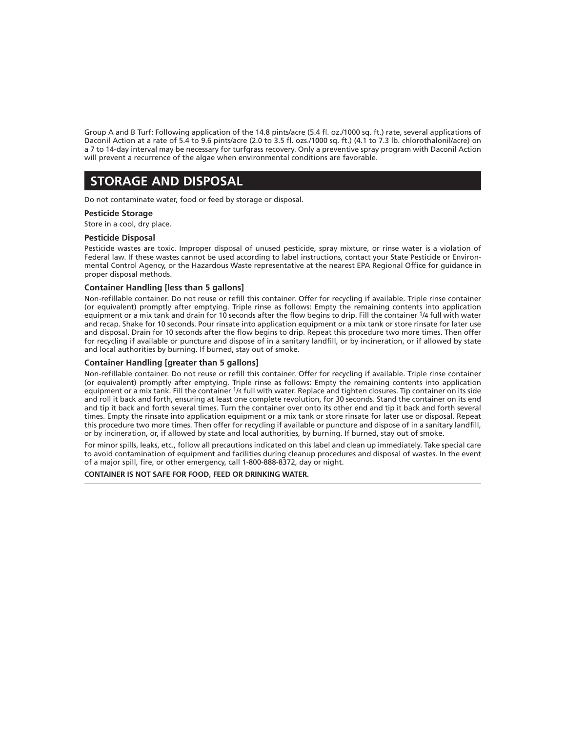Group A and B Turf: Following application of the 14.8 pints/acre (5.4 fl. oz./1000 sq. ft.) rate, several applications of Daconil Action at a rate of 5.4 to 9.6 pints/acre (2.0 to 3.5 fl. ozs./1000 sq. ft.) (4.1 to 7.3 lb. chlorothalonil/acre) on a 7 to 14-day interval may be necessary for turfgrass recovery. Only a preventive spray program with Daconil Action will prevent a recurrence of the algae when environmental conditions are favorable.

## STORAGE AND DISPOSAL

Do not contaminate water, food or feed by storage or disposal.

### Pesticide Storage

Store in a cool, dry place.

### Pesticide Disposal

Pesticide wastes are toxic. Improper disposal of unused pesticide, spray mixture, or rinse water is a violation of Federal law. If these wastes cannot be used according to label instructions, contact your State Pesticide or Environmental Control Agency, or the Hazardous Waste representative at the nearest EPA Regional Office for guidance in proper disposal methods.

### Container Handling [less than 5 gallons]

Non-refillable container. Do not reuse or refill this container. Offer for recycling if available. Triple rinse container (or equivalent) promptly after emptying. Triple rinse as follows: Empty the remaining contents into application equipment or a mix tank and drain for 10 seconds after the flow begins to drip. Fill the container 1/4 full with water and recap. Shake for 10 seconds. Pour rinsate into application equipment or a mix tank or store rinsate for later use and disposal. Drain for 10 seconds after the flow begins to drip. Repeat this procedure two more times. Then offer for recycling if available or puncture and dispose of in a sanitary landfill, or by incineration, or if allowed by state and local authorities by burning. If burned, stay out of smoke.

### Container Handling [greater than 5 gallons]

Non-refillable container. Do not reuse or refill this container. Offer for recycling if available. Triple rinse container (or equivalent) promptly after emptying. Triple rinse as follows: Empty the remaining contents into application equipment or a mix tank. Fill the container 1/4 full with water. Replace and tighten closures. Tip container on its side and roll it back and forth, ensuring at least one complete revolution, for 30 seconds. Stand the container on its end and tip it back and forth several times. Turn the container over onto its other end and tip it back and forth several times. Empty the rinsate into application equipment or a mix tank or store rinsate for later use or disposal. Repeat this procedure two more times. Then offer for recycling if available or puncture and dispose of in a sanitary landfill, or by incineration, or, if allowed by state and local authorities, by burning. If burned, stay out of smoke.

For minor spills, leaks, etc., follow all precautions indicated on this label and clean up immediately. Take special care to avoid contamination of equipment and facilities during cleanup procedures and disposal of wastes. In the event of a major spill, fire, or other emergency, call 1-800-888-8372, day or night.

**CONTAINER IS NOT SAFE FOR FOOD, FEED OR DRINKING WATER.**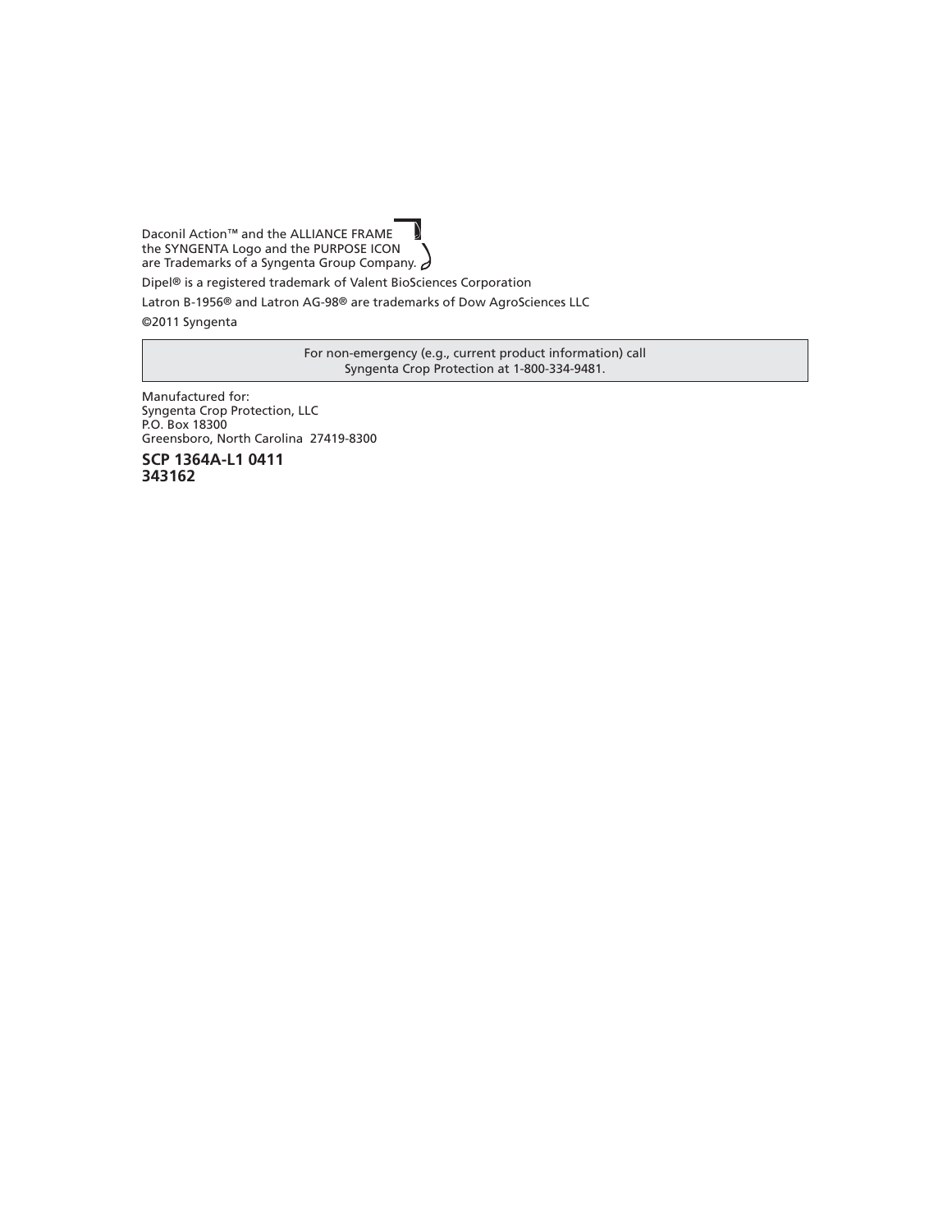Daconil Action™ and the ALLIANCE FRAME  
the SYNGENTA Logo and the PURPOSE ICON  
are Trademarks of a Syngenta Group Company.

Dipel® is a registered trademark of Valent BioSciences Corporation

Latron B-1956® and Latron AG-98® are trademarks of Dow AgroSciences LLC

©2011 Syngenta

For non-emergency (e.g., current product information) call  
Syngenta Crop Protection at 1-800-334-9481.

Manufactured for:  
Syngenta Crop Protection, LLC  
P.O. Box 18300  
Greensboro, North Carolina 27419-8300

**SCP 1364A-L1 0411**  
**343162**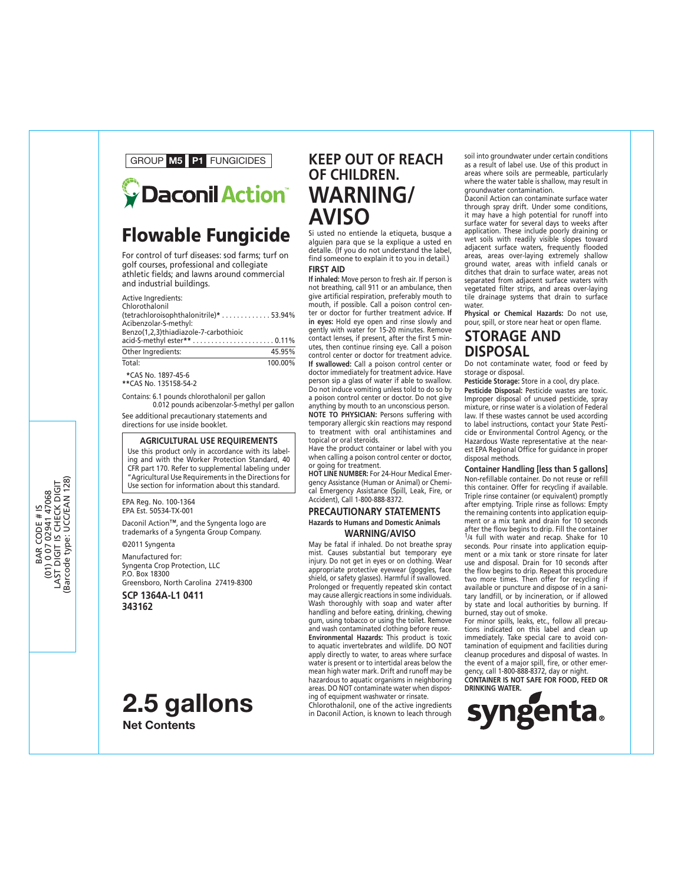GROUP **M5** **P1** FUNGICIDES

# Daconil Action™

## Flowable Fungicide

For control of turf diseases: sod farms; turf on golf courses, professional and collegiate athletic fields; and lawns around commercial and industrial buildings.

| | |
|---|---|
| Active Ingredients: | |
| Chlorothalonil (tetrachloroisophthalonitrile)* | 53.94% |
| Acibenzolar-S-methyl: Benzo(1,2,3)thiadiazole-7-carbothioic acid-S-methyl ester** | 0.11% |
| Other Ingredients: | 45.95% |
| Total: | 100.00% |

*CAS No. 1897-45-6
**CAS No. 135158-54-2

Contains: 6.1 pounds chlorothalonil per gallon
0.012 pounds acibenzolar-S-methyl per gallon

See additional precautionary statements and directions for use inside booklet.

### AGRICULTURAL USE REQUIREMENTS

Use this product only in accordance with its labeling and with the Worker Protection Standard, 40 CFR part 170. Refer to supplemental labeling under "Agricultural Use Requirements in the Directions for Use section for information about this standard.

EPA Reg. No. 100-1364
EPA Est. 50534-TX-001

Daconil Action™, and the Syngenta logo are trademarks of a Syngenta Group Company.

©2011 Syngenta

Manufactured for:
Syngenta Crop Protection, LLC
P.O. Box 18300
Greensboro, North Carolina 27419-8300

**SCP 1364A-L1 0411**
**343162**

BAR CODE # IS
(01) 0 07 02941 47068
LAST DIGIT IS CHECK DIGIT
(Barcode type: UCC/EAN 128)

**2.5 gallons**
**Net Contents**

## KEEP OUT OF REACH OF CHILDREN.

## WARNING/ AVISO

Si usted no entiende la etiqueta, busque a alguien para que se la explique a usted en detalle. (If you do not understand the label, find someone to explain it to you in detail.)

### FIRST AID

**If inhaled:** Move person to fresh air. If person is not breathing, call 911 or an ambulance, then give artificial respiration, preferably mouth to mouth, if possible. Call a poison control center or doctor for further treatment advice. **If in eyes:** Hold eye open and rinse slowly and gently with water for 15-20 minutes. Remove contact lenses, if present, after the first 5 minutes, then continue rinsing eye. Call a poison control center or doctor for treatment advice. **If swallowed:** Call a poison control center or doctor immediately for treatment advice. Have person sip a glass of water if able to swallow. Do not induce vomiting unless told to do so by a poison control center or doctor. Do not give anything by mouth to an unconscious person. **NOTE TO PHYSICIAN:** Persons suffering with temporary allergic skin reactions may respond to treatment with oral antihistamines and topical or oral steroids.

Have the product container or label with you when calling a poison control center or doctor, or going for treatment.

**HOT LINE NUMBER:** For 24-Hour Medical Emergency Assistance (Human or Animal) or Chemical Emergency Assistance (Spill, Leak, Fire, or Accident), Call 1-800-888-8372.

### PRECAUTIONARY STATEMENTS

**Hazards to Humans and Domestic Animals**

**WARNING/AVISO**

May be fatal if inhaled. Do not breathe spray mist. Causes substantial but temporary eye injury. Do not get in eyes or on clothing. Wear appropriate protective eyewear (goggles, face shield, or safety glasses). Harmful if swallowed. Prolonged or frequently repeated skin contact may cause allergic reactions in some individuals. Wash thoroughly with soap and water after handling and before eating, drinking, chewing gum, using tobacco or using the toilet. Remove and wash contaminated clothing before reuse.

**Environmental Hazards:** This product is toxic to aquatic invertebrates and wildlife. DO NOT apply directly to water, to areas where surface water is present or to intertidal areas below the mean high water mark. Drift and runoff may be hazardous to aquatic organisms in neighboring areas. DO NOT contaminate water when disposing of equipment washwater or rinsate.

Chlorothalonil, one of the active ingredients in Daconil Action, is known to leach through soil into groundwater under certain conditions as a result of label use. Use of this product in areas where soils are permeable, particularly where the water table is shallow, may result in groundwater contamination.

Daconil Action can contaminate surface water through spray drift. Under some conditions, it may have a high potential for runoff into surface water for several days to weeks after application. These include poorly draining or wet soils with readily visible slopes toward adjacent surface waters, frequently flooded areas, areas over-laying extremely shallow ground water, areas with infield canals or ditches that drain to surface water, areas not separated from adjacent surface waters with vegetated filter strips, and areas over-laying tile drainage systems that drain to surface water.

**Physical or Chemical Hazards:** Do not use, pour, spill, or store near heat or open flame.

## STORAGE AND DISPOSAL

Do not contaminate water, food or feed by storage or disposal.

**Pesticide Storage:** Store in a cool, dry place.

**Pesticide Disposal:** Pesticide wastes are toxic. Improper disposal of unused pesticide, spray mixture, or rinse water is a violation of Federal law. If these wastes cannot be used according to label instructions, contact your State Pesticide or Environmental Control Agency, or the Hazardous Waste representative at the nearest EPA Regional Office for guidance in proper disposal methods.

**Container Handling [less than 5 gallons]**

Non-refillable container. Do not reuse or refill this container. Offer for recycling if available. Triple rinse container (or equivalent) promptly after emptying. Triple rinse as follows: Empty the remaining contents into application equipment or a mix tank and drain for 10 seconds after the flow begins to drip. Fill the container 1/4 full with water and recap. Shake for 10 seconds. Pour rinsate into application equipment or a mix tank or store rinsate for later use and disposal. Drain for 10 seconds after the flow begins to drip. Repeat this procedure two more times. Then offer for recycling if available or puncture and dispose of in a sanitary landfill, or by incineration, or if allowed by state and local authorities by burning. If burned, stay out of smoke.

For minor spills, leaks, etc., follow all precautions indicated on this label and clean up immediately. Take special care to avoid contamination of equipment and facilities during cleanup procedures and disposal of wastes. In the event of a major spill, fire, or other emergency, call 1-800-888-8372, day or night.

**CONTAINER IS NOT SAFE FOR FOOD, FEED OR DRINKING WATER.**

syngenta.